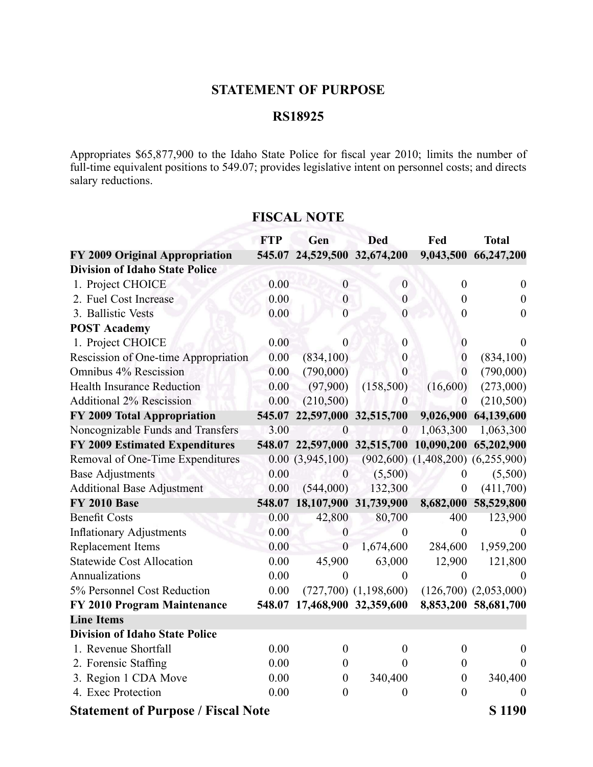## STATEMENT OF PURPOSE

## RS18925

Appropriates $65,877,900 to the Idaho State Police for fiscal year 2010; limits the number of full-time equivalent positions to 549.07; provides legislative intent on personnel costs; and directs salary reductions.

## FISCAL NOTE

| | FTP | Gen | Ded | Fed | Total |
|---|---|---|---|---|---|
| **FY 2009 Original Appropriation** | **545.07** | **24,529,500** | **32,674,200** | **9,043,500** | **66,247,200** |
| **Division of Idaho State Police** | | | | | |
| 1. Project CHOICE | 0.00 | 0 | 0 | 0 | 0 |
| 2. Fuel Cost Increase | 0.00 | 0 | 0 | 0 | 0 |
| 3. Ballistic Vests | 0.00 | 0 | 0 | 0 | 0 |
| **POST Academy** | | | | | |
| 1. Project CHOICE | 0.00 | 0 | 0 | 0 | 0 |
| Rescission of One-time Appropriation | 0.00 | (834,100) | 0 | 0 | (834,100) |
| Omnibus 4% Rescission | 0.00 | (790,000) | 0 | 0 | (790,000) |
| Health Insurance Reduction | 0.00 | (97,900) | (158,500) | (16,600) | (273,000) |
| Additional 2% Rescission | 0.00 | (210,500) | 0 | 0 | (210,500) |
| **FY 2009 Total Appropriation** | **545.07** | **22,597,000** | **32,515,700** | **9,026,900** | **64,139,600** |
| Noncognizable Funds and Transfers | 3.00 | 0 | 0 | 1,063,300 | 1,063,300 |
| **FY 2009 Estimated Expenditures** | **548.07** | **22,597,000** | **32,515,700** | **10,090,200** | **65,202,900** |
| Removal of One-Time Expenditures | 0.00 | (3,945,100) | (902,600) | (1,408,200) | (6,255,900) |
| Base Adjustments | 0.00 | 0 | (5,500) | 0 | (5,500) |
| Additional Base Adjustment | 0.00 | (544,000) | 132,300 | 0 | (411,700) |
| **FY 2010 Base** | **548.07** | **18,107,900** | **31,739,900** | **8,682,000** | **58,529,800** |
| Benefit Costs | 0.00 | 42,800 | 80,700 | 400 | 123,900 |
| Inflationary Adjustments | 0.00 | 0 | 0 | 0 | 0 |
| Replacement Items | 0.00 | 0 | 1,674,600 | 284,600 | 1,959,200 |
| Statewide Cost Allocation | 0.00 | 45,900 | 63,000 | 12,900 | 121,800 |
| Annualizations | 0.00 | 0 | 0 | 0 | 0 |
| 5% Personnel Cost Reduction | 0.00 | (727,700) | (1,198,600) | (126,700) | (2,053,000) |
| **FY 2010 Program Maintenance** | **548.07** | **17,468,900** | **32,359,600** | **8,853,200** | **58,681,700** |
| **Line Items** | | | | | |
| **Division of Idaho State Police** | | | | | |
| 1. Revenue Shortfall | 0.00 | 0 | 0 | 0 | 0 |
| 2. Forensic Staffing | 0.00 | 0 | 0 | 0 | 0 |
| 3. Region 1 CDA Move | 0.00 | 0 | 340,400 | 0 | 340,400 |
| 4. Exec Protection | 0.00 | 0 | 0 | 0 | 0 |

**Statement of Purpose / Fiscal Note** **S 1190**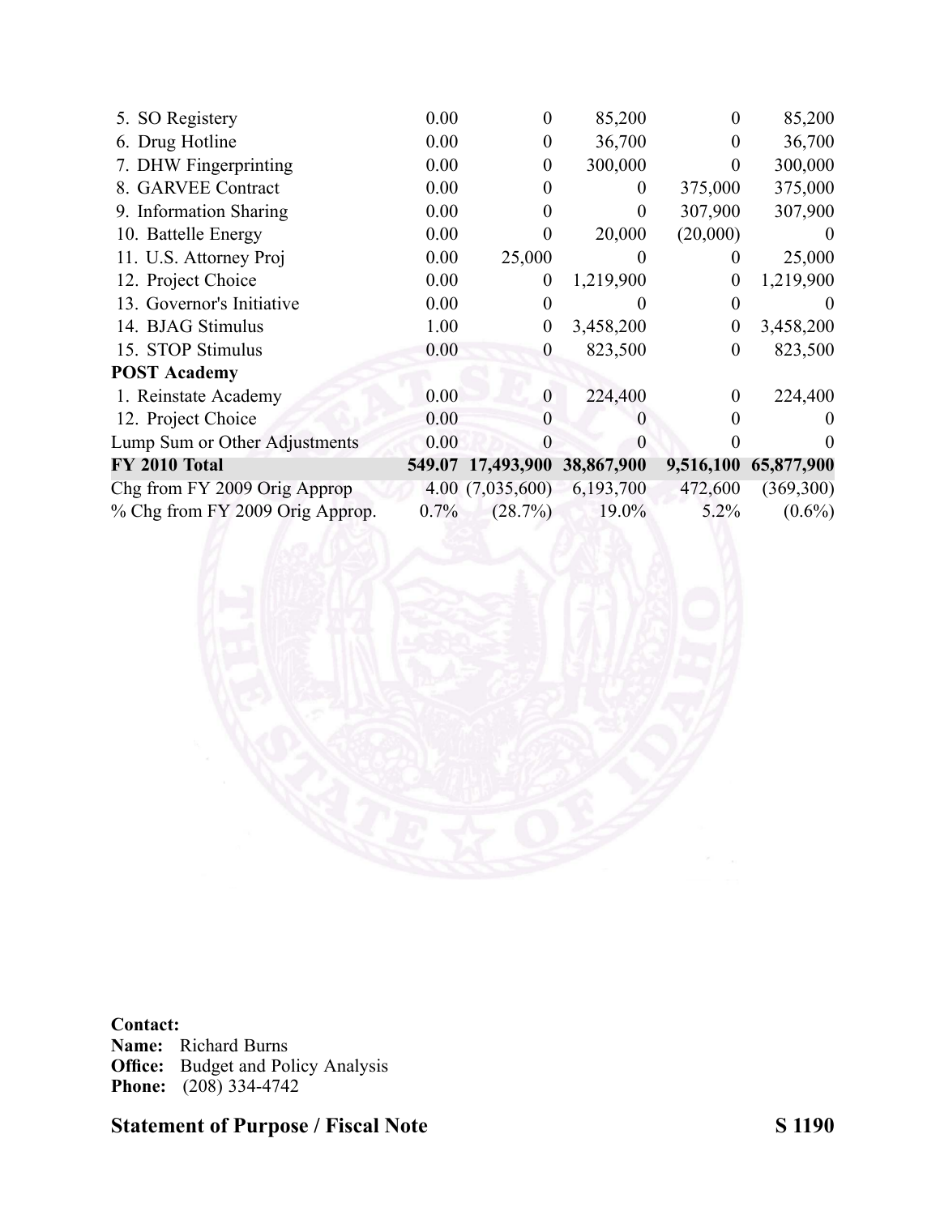| | | | | | |
|---|---|---|---|---|---|
| 5. SO Registery | 0.00 | 0 | 85,200 | 0 | 85,200 |
| 6. Drug Hotline | 0.00 | 0 | 36,700 | 0 | 36,700 |
| 7. DHW Fingerprinting | 0.00 | 0 | 300,000 | 0 | 300,000 |
| 8. GARVEE Contract | 0.00 | 0 | 0 | 375,000 | 375,000 |
| 9. Information Sharing | 0.00 | 0 | 0 | 307,900 | 307,900 |
| 10. Battelle Energy | 0.00 | 0 | 20,000 | (20,000) | 0 |
| 11. U.S. Attorney Proj | 0.00 | 25,000 | 0 | 0 | 25,000 |
| 12. Project Choice | 0.00 | 0 | 1,219,900 | 0 | 1,219,900 |
| 13. Governor's Initiative | 0.00 | 0 | 0 | 0 | 0 |
| 14. BJAG Stimulus | 1.00 | 0 | 3,458,200 | 0 | 3,458,200 |
| 15. STOP Stimulus | 0.00 | 0 | 823,500 | 0 | 823,500 |
| **POST Academy** | | | | | |
| 1. Reinstate Academy | 0.00 | 0 | 224,400 | 0 | 224,400 |
| 12. Project Choice | 0.00 | 0 | 0 | 0 | 0 |
| Lump Sum or Other Adjustments | 0.00 | 0 | 0 | 0 | 0 |
| **FY 2010 Total** | **549.07** | **17,493,900** | **38,867,900** | **9,516,100** | **65,877,900** |
| Chg from FY 2009 Orig Approp | 4.00 | (7,035,600) | 6,193,700 | 472,600 | (369,300) |
| % Chg from FY 2009 Orig Approp. | 0.7% | (28.7%) | 19.0% | 5.2% | (0.6%) |

**Contact:**
**Name:** Richard Burns
**Office:** Budget and Policy Analysis
**Phone:** (208) 334-4742

## Statement of Purpose / Fiscal Note S 1190